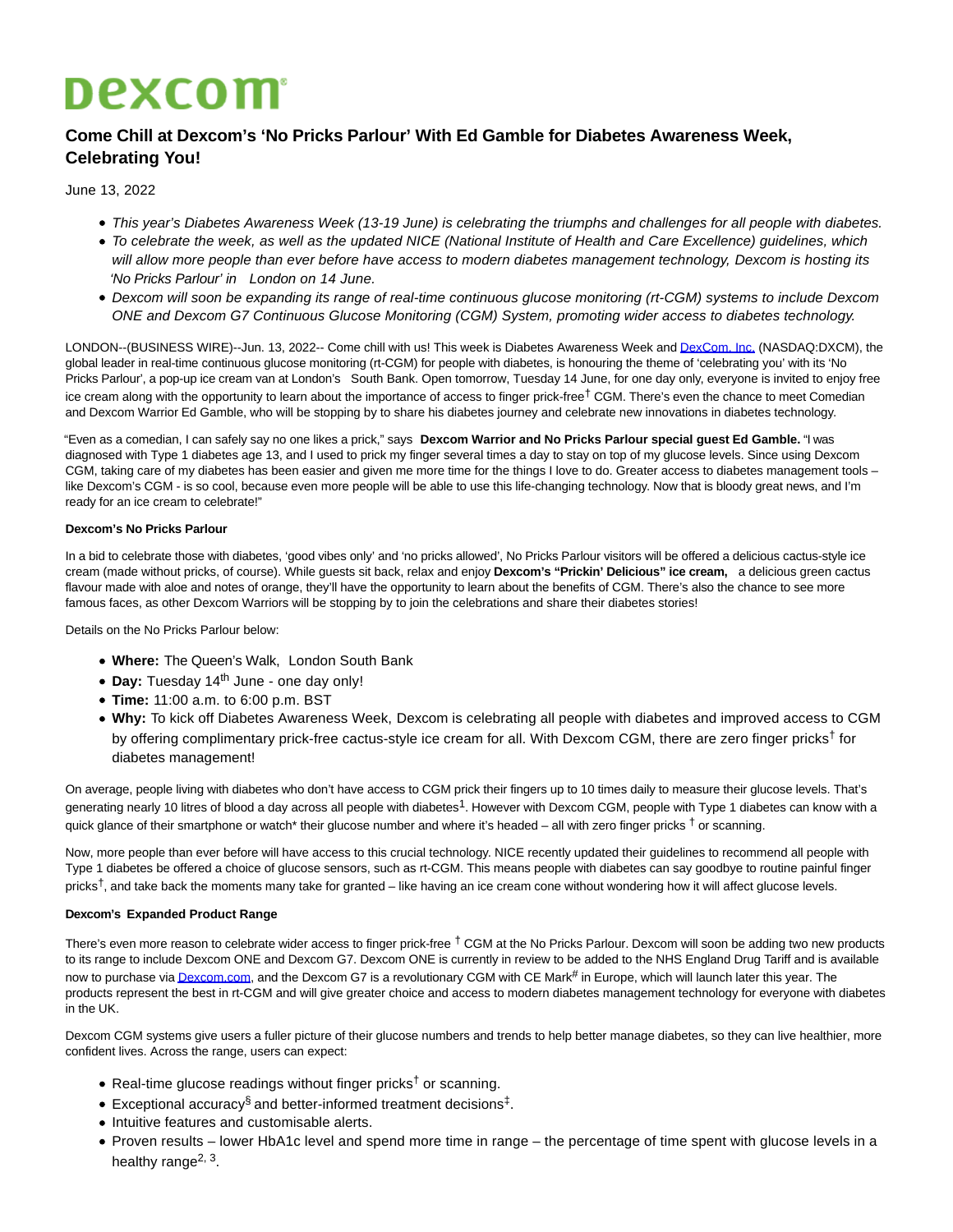# Dexcom

## Come Chill at Dexcom's 'No Pricks Parlour' With Ed Gamble for Diabetes Awareness Week, Celebrating You!

June 13, 2022

- *This year's Diabetes Awareness Week (13-19 June) is celebrating the triumphs and challenges for all people with diabetes.*
- *To celebrate the week, as well as the updated NICE (National Institute of Health and Care Excellence) guidelines, which will allow more people than ever before have access to modern diabetes management technology, Dexcom is hosting its 'No Pricks Parlour' in London on 14 June.*
- *Dexcom will soon be expanding its range of real-time continuous glucose monitoring (rt-CGM) systems to include Dexcom ONE and Dexcom G7 Continuous Glucose Monitoring (CGM) System, promoting wider access to diabetes technology.*

LONDON--(BUSINESS WIRE)--Jun. 13, 2022-- Come chill with us! This week is Diabetes Awareness Week and DexCom, Inc. (NASDAQ:DXCM), the global leader in real-time continuous glucose monitoring (rt-CGM) for people with diabetes, is honouring the theme of 'celebrating you' with its 'No Pricks Parlour', a pop-up ice cream van at London's South Bank. Open tomorrow, Tuesday 14 June, for one day only, everyone is invited to enjoy free ice cream along with the opportunity to learn about the importance of access to finger prick-free† CGM. There's even the chance to meet Comedian and Dexcom Warrior Ed Gamble, who will be stopping by to share his diabetes journey and celebrate new innovations in diabetes technology.

"Even as a comedian, I can safely say no one likes a prick," says **Dexcom Warrior and No Pricks Parlour special guest Ed Gamble.** "I was diagnosed with Type 1 diabetes age 13, and I used to prick my finger several times a day to stay on top of my glucose levels. Since using Dexcom CGM, taking care of my diabetes has been easier and given me more time for the things I love to do. Greater access to diabetes management tools – like Dexcom's CGM - is so cool, because even more people will be able to use this life-changing technology. Now that is bloody great news, and I'm ready for an ice cream to celebrate!"

**Dexcom's No Pricks Parlour**

In a bid to celebrate those with diabetes, 'good vibes only' and 'no pricks allowed', No Pricks Parlour visitors will be offered a delicious cactus-style ice cream (made without pricks, of course). While guests sit back, relax and enjoy **Dexcom's "Prickin' Delicious" ice cream,** a delicious green cactus flavour made with aloe and notes of orange, they'll have the opportunity to learn about the benefits of CGM. There's also the chance to see more famous faces, as other Dexcom Warriors will be stopping by to join the celebrations and share their diabetes stories!

Details on the No Pricks Parlour below:

- **Where:** The Queen's Walk, London South Bank
- **Day:** Tuesday 14th June - one day only!
- **Time:** 11:00 a.m. to 6:00 p.m. BST
- **Why:** To kick off Diabetes Awareness Week, Dexcom is celebrating all people with diabetes and improved access to CGM by offering complimentary prick-free cactus-style ice cream for all. With Dexcom CGM, there are zero finger pricks† for diabetes management!

On average, people living with diabetes who don't have access to CGM prick their fingers up to 10 times daily to measure their glucose levels. That's generating nearly 10 litres of blood a day across all people with diabetes[1]. However with Dexcom CGM, people with Type 1 diabetes can know with a quick glance of their smartphone or watch* their glucose number and where it's headed – all with zero finger pricks † or scanning.

Now, more people than ever before will have access to this crucial technology. NICE recently updated their guidelines to recommend all people with Type 1 diabetes be offered a choice of glucose sensors, such as rt-CGM. This means people with diabetes can say goodbye to routine painful finger pricks†, and take back the moments many take for granted – like having an ice cream cone without wondering how it will affect glucose levels.

**Dexcom's Expanded Product Range**

There's even more reason to celebrate wider access to finger prick-free † CGM at the No Pricks Parlour. Dexcom will soon be adding two new products to its range to include Dexcom ONE and Dexcom G7. Dexcom ONE is currently in review to be added to the NHS England Drug Tariff and is available now to purchase via Dexcom.com, and the Dexcom G7 is a revolutionary CGM with CE Mark# in Europe, which will launch later this year. The products represent the best in rt-CGM and will give greater choice and access to modern diabetes management technology for everyone with diabetes in the UK.

Dexcom CGM systems give users a fuller picture of their glucose numbers and trends to help better manage diabetes, so they can live healthier, more confident lives. Across the range, users can expect:

- Real-time glucose readings without finger pricks† or scanning.
- Exceptional accuracy§ and better-informed treatment decisions‡.
- Intuitive features and customisable alerts.
- Proven results – lower HbA1c level and spend more time in range – the percentage of time spent with glucose levels in a healthy range[2, 3].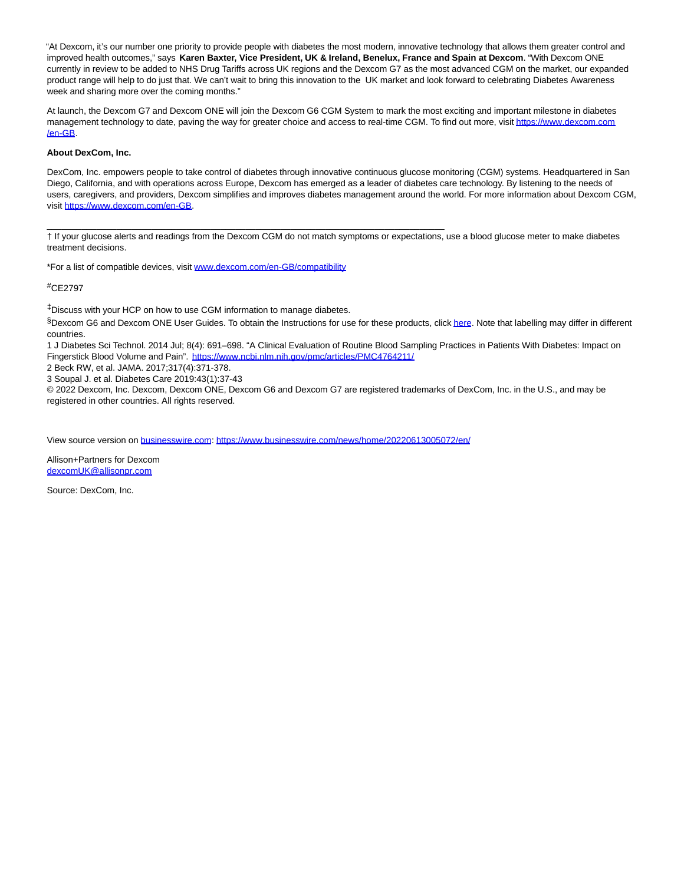"At Dexcom, it's our number one priority to provide people with diabetes the most modern, innovative technology that allows them greater control and improved health outcomes," says **Karen Baxter, Vice President, UK & Ireland, Benelux, France and Spain at Dexcom**. "With Dexcom ONE currently in review to be added to NHS Drug Tariffs across UK regions and the Dexcom G7 as the most advanced CGM on the market, our expanded product range will help to do just that. We can't wait to bring this innovation to the UK market and look forward to celebrating Diabetes Awareness week and sharing more over the coming months."

At launch, the Dexcom G7 and Dexcom ONE will join the Dexcom G6 CGM System to mark the most exciting and important milestone in diabetes management technology to date, paving the way for greater choice and access to real-time CGM. To find out more, visit https://www.dexcom.com/en-GB.

**About DexCom, Inc.**

DexCom, Inc. empowers people to take control of diabetes through innovative continuous glucose monitoring (CGM) systems. Headquartered in San Diego, California, and with operations across Europe, Dexcom has emerged as a leader of diabetes care technology. By listening to the needs of users, caregivers, and providers, Dexcom simplifies and improves diabetes management around the world. For more information about Dexcom CGM, visit https://www.dexcom.com/en-GB.

---

† If your glucose alerts and readings from the Dexcom CGM do not match symptoms or expectations, use a blood glucose meter to make diabetes treatment decisions.

*For a list of compatible devices, visit www.dexcom.com/en-GB/compatibility

[#]CE2797

[‡]Discuss with your HCP on how to use CGM information to manage diabetes.

[§]Dexcom G6 and Dexcom ONE User Guides. To obtain the Instructions for use for these products, click here. Note that labelling may differ in different countries.

1 J Diabetes Sci Technol. 2014 Jul; 8(4): 691–698. "A Clinical Evaluation of Routine Blood Sampling Practices in Patients With Diabetes: Impact on Fingerstick Blood Volume and Pain". https://www.ncbi.nlm.nih.gov/pmc/articles/PMC4764211/

2 Beck RW, et al. JAMA. 2017;317(4):371-378.

3 Soupal J. et al. Diabetes Care 2019:43(1):37-43

© 2022 Dexcom, Inc. Dexcom, Dexcom ONE, Dexcom G6 and Dexcom G7 are registered trademarks of DexCom, Inc. in the U.S., and may be registered in other countries. All rights reserved.

View source version on businesswire.com: https://www.businesswire.com/news/home/20220613005072/en/

Allison+Partners for Dexcom
dexcomUK@allisonpr.com

Source: DexCom, Inc.